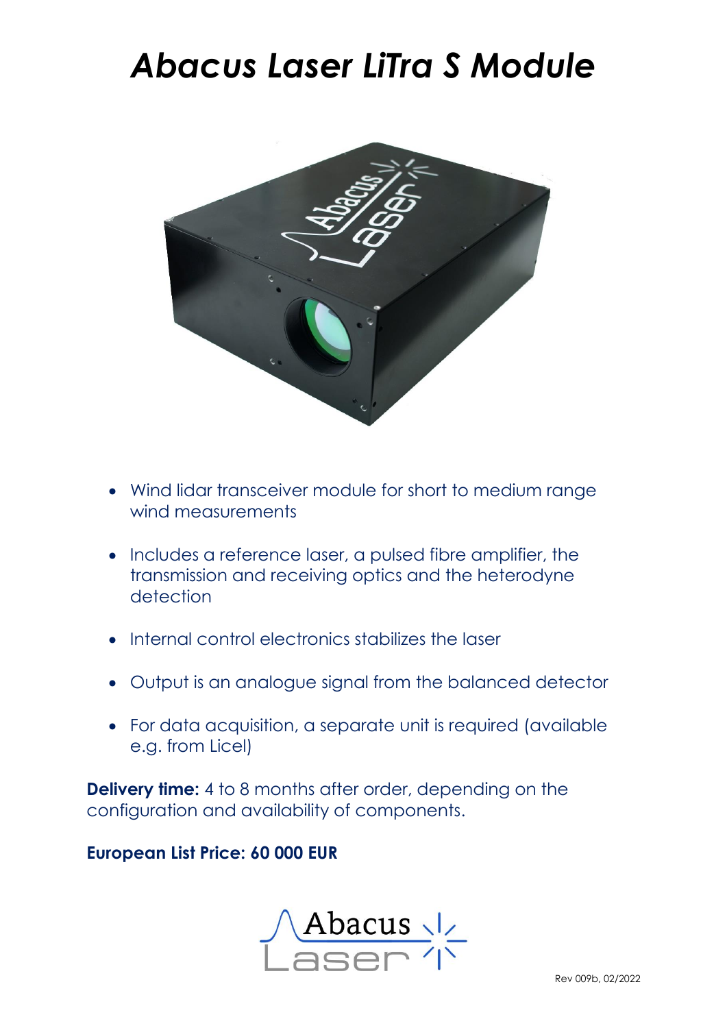# *Abacus Laser LiTra S Module*

- Wind lidar transceiver module for short to medium range wind measurements
- Includes a reference laser, a pulsed fibre amplifier, the transmission and receiving optics and the heterodyne detection
- Internal control electronics stabilizes the laser
- Output is an analogue signal from the balanced detector
- For data acquisition, a separate unit is required (available e.g. from Licel)

**Delivery time:** 4 to 8 months after order, depending on the configuration and availability of components.

**European List Price: 60 000 EUR**

Rev 009b, 02/2022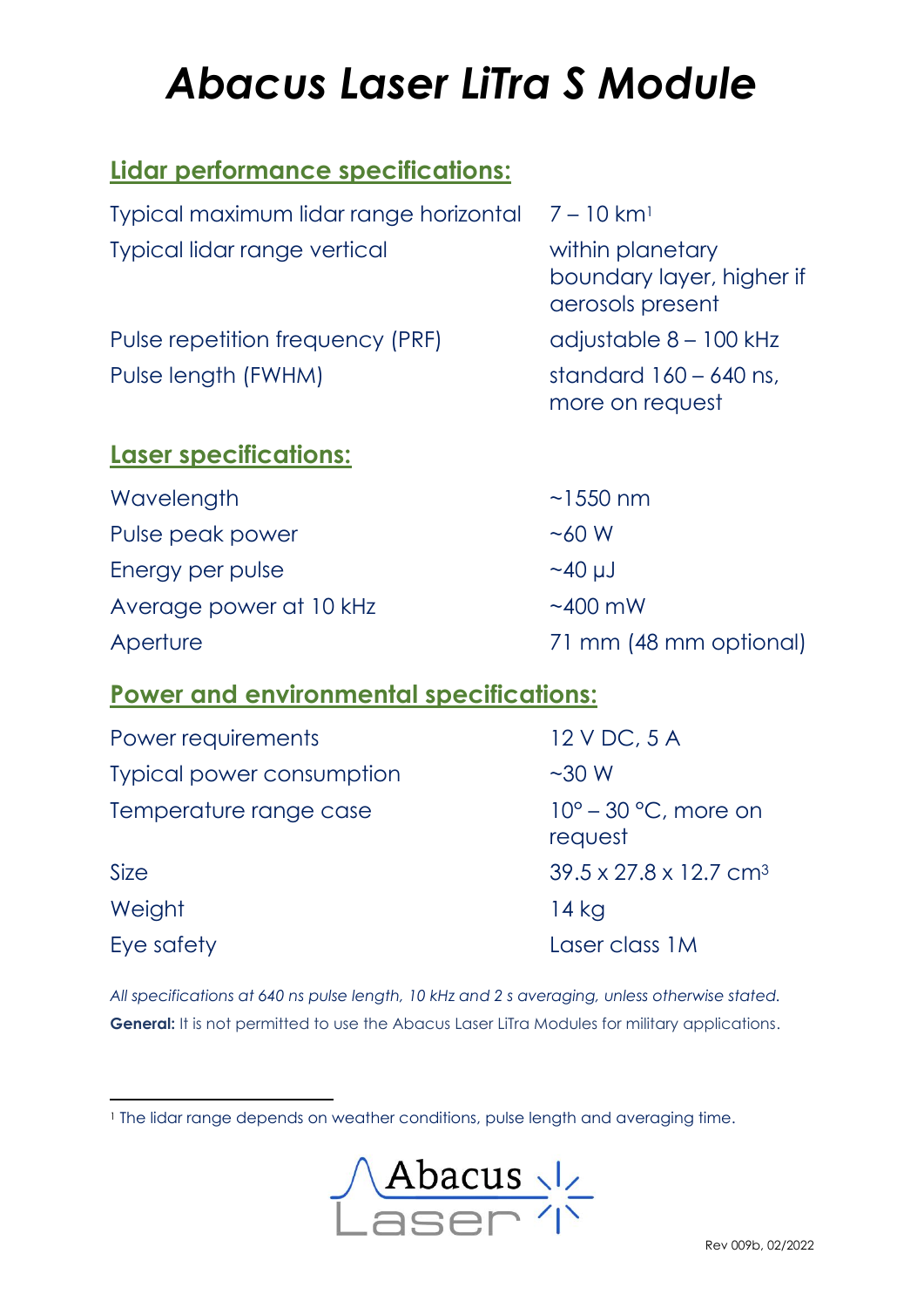# Abacus Laser LiTra S Module

## Lidar performance specifications:

| | |
|---|---|
| Typical maximum lidar range horizontal | 7 – 10 km[1] |
| Typical lidar range vertical | within planetary boundary layer, higher if aerosols present |
| Pulse repetition frequency (PRF) | adjustable 8 – 100 kHz |
| Pulse length (FWHM) | standard 160 – 640 ns, more on request |

## Laser specifications:

| | |
|---|---|
| Wavelength | ~1550 nm |
| Pulse peak power | ~60 W |
| Energy per pulse | ~40 µJ |
| Average power at 10 kHz | ~400 mW |
| Aperture | 71 mm (48 mm optional) |

## Power and environmental specifications:

| | |
|---|---|
| Power requirements | 12 V DC, 5 A |
| Typical power consumption | ~30 W |
| Temperature range case | 10° – 30 °C, more on request |
| Size | 39.5 x 27.8 x 12.7 $cm^3$ |
| Weight | 14 kg |
| Eye safety | Laser class 1M |

*All specifications at 640 ns pulse length, 10 kHz and 2 s averaging, unless otherwise stated.*

**General:** It is not permitted to use the Abacus Laser LiTra Modules for military applications.

[1] The lidar range depends on weather conditions, pulse length and averaging time.

Abacus Laser

Rev 009b, 02/2022